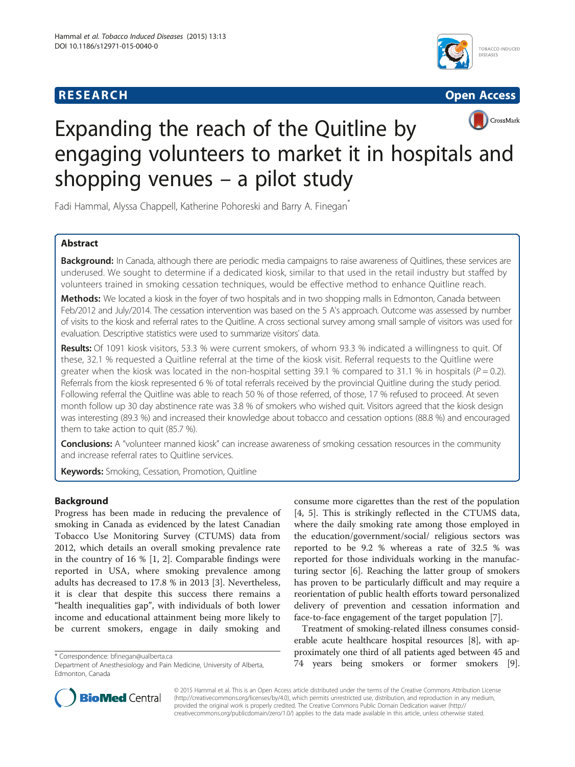RESEARCH Open Access

# Expanding the reach of the Quitline by engaging volunteers to market it in hospitals and shopping venues – a pilot study

Fadi Hammal, Alyssa Chappell, Katherine Pohoreski and Barry A. Finegan*

## Abstract

**Background:** In Canada, although there are periodic media campaigns to raise awareness of Quitlines, these services are underused. We sought to determine if a dedicated kiosk, similar to that used in the retail industry but staffed by volunteers trained in smoking cessation techniques, would be effective method to enhance Quitline reach.

**Methods:** We located a kiosk in the foyer of two hospitals and in two shopping malls in Edmonton, Canada between Feb/2012 and July/2014. The cessation intervention was based on the 5 A's approach. Outcome was assessed by number of visits to the kiosk and referral rates to the Quitline. A cross sectional survey among small sample of visitors was used for evaluation. Descriptive statistics were used to summarize visitors' data.

**Results:** Of 1091 kiosk visitors, 53.3 % were current smokers, of whom 93.3 % indicated a willingness to quit. Of these, 32.1 % requested a Quitline referral at the time of the kiosk visit. Referral requests to the Quitline were greater when the kiosk was located in the non-hospital setting 39.1 % compared to 31.1 % in hospitals ($P = 0.2$). Referrals from the kiosk represented 6 % of total referrals received by the provincial Quitline during the study period. Following referral the Quitline was able to reach 50 % of those referred, of those, 17 % refused to proceed. At seven month follow up 30 day abstinence rate was 3.8 % of smokers who wished quit. Visitors agreed that the kiosk design was interesting (89.3 %) and increased their knowledge about tobacco and cessation options (88.8 %) and encouraged them to take action to quit (85.7 %).

**Conclusions:** A "volunteer manned kiosk" can increase awareness of smoking cessation resources in the community and increase referral rates to Quitline services.

**Keywords:** Smoking, Cessation, Promotion, Quitline

## Background

Progress has been made in reducing the prevalence of smoking in Canada as evidenced by the latest Canadian Tobacco Use Monitoring Survey (CTUMS) data from 2012, which details an overall smoking prevalence rate in the country of 16 % [1, 2]. Comparable findings were reported in USA, where smoking prevalence among adults has decreased to 17.8 % in 2013 [3]. Nevertheless, it is clear that despite this success there remains a "health inequalities gap", with individuals of both lower income and educational attainment being more likely to be current smokers, engage in daily smoking and consume more cigarettes than the rest of the population [4, 5]. This is strikingly reflected in the CTUMS data, where the daily smoking rate among those employed in the education/government/social/ religious sectors was reported to be 9.2 % whereas a rate of 32.5 % was reported for those individuals working in the manufacturing sector [6]. Reaching the latter group of smokers has proven to be particularly difficult and may require a reorientation of public health efforts toward personalized delivery of prevention and cessation information and face-to-face engagement of the target population [7].

Treatment of smoking-related illness consumes considerable acute healthcare hospital resources [8], with approximately one third of all patients aged between 45 and 74 years being smokers or former smokers [9].

\* Correspondence: bfinegan@ualberta.ca
Department of Anesthesiology and Pain Medicine, University of Alberta, Edmonton, Canada

© 2015 Hammal et al. This is an Open Access article distributed under the terms of the Creative Commons Attribution License (http://creativecommons.org/licenses/by/4.0), which permits unrestricted use, distribution, and reproduction in any medium, provided the original work is properly credited. The Creative Commons Public Domain Dedication waiver (http://creativecommons.org/publicdomain/zero/1.0/) applies to the data made available in this article, unless otherwise stated.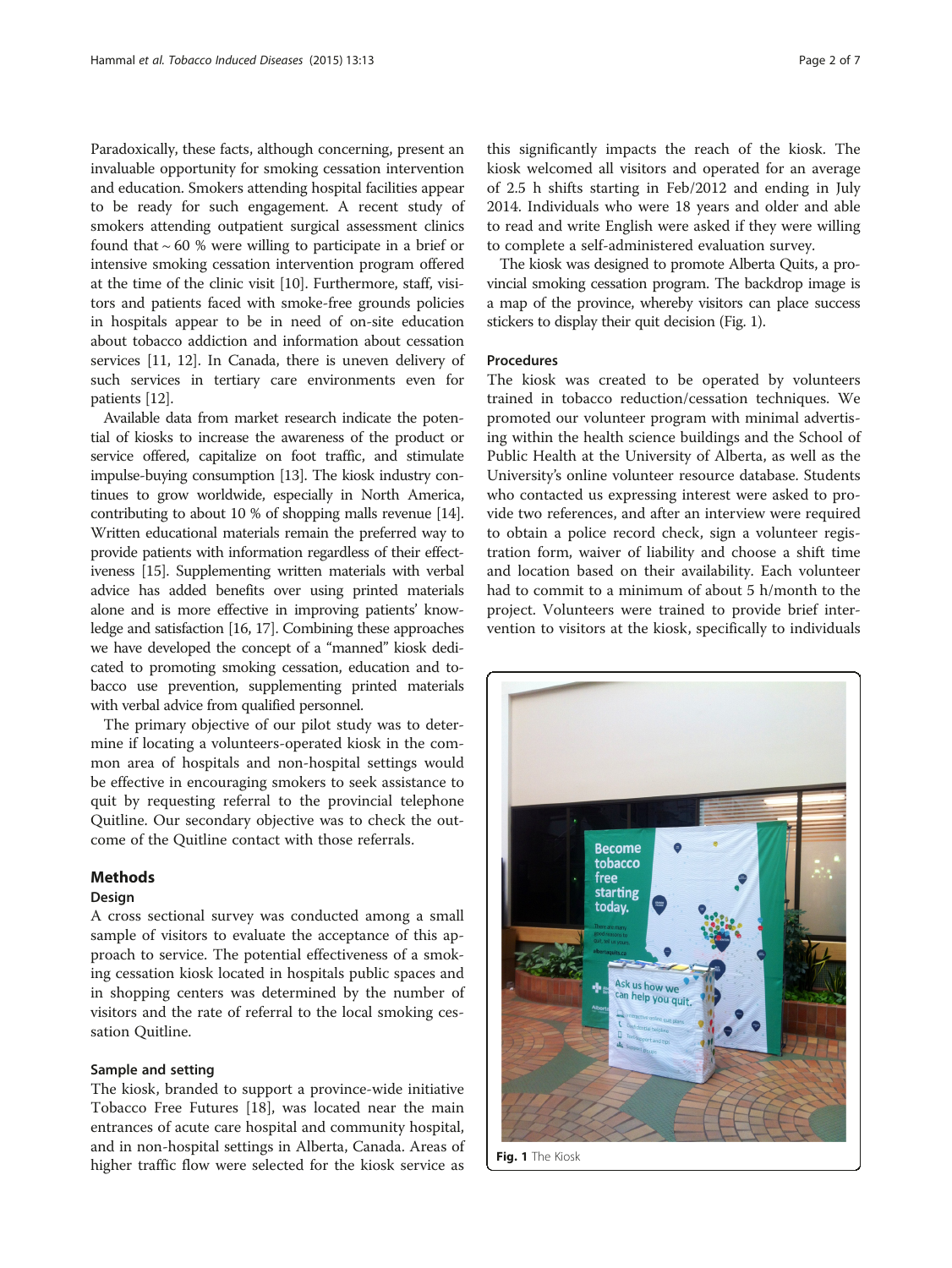Paradoxically, these facts, although concerning, present an invaluable opportunity for smoking cessation intervention and education. Smokers attending hospital facilities appear to be ready for such engagement. A recent study of smokers attending outpatient surgical assessment clinics found that ~ 60 % were willing to participate in a brief or intensive smoking cessation intervention program offered at the time of the clinic visit [10]. Furthermore, staff, visitors and patients faced with smoke-free grounds policies in hospitals appear to be in need of on-site education about tobacco addiction and information about cessation services [11, 12]. In Canada, there is uneven delivery of such services in tertiary care environments even for patients [12].

Available data from market research indicate the potential of kiosks to increase the awareness of the product or service offered, capitalize on foot traffic, and stimulate impulse-buying consumption [13]. The kiosk industry continues to grow worldwide, especially in North America, contributing to about 10 % of shopping malls revenue [14]. Written educational materials remain the preferred way to provide patients with information regardless of their effectiveness [15]. Supplementing written materials with verbal advice has added benefits over using printed materials alone and is more effective in improving patients' knowledge and satisfaction [16, 17]. Combining these approaches we have developed the concept of a "manned" kiosk dedicated to promoting smoking cessation, education and tobacco use prevention, supplementing printed materials with verbal advice from qualified personnel.

The primary objective of our pilot study was to determine if locating a volunteers-operated kiosk in the common area of hospitals and non-hospital settings would be effective in encouraging smokers to seek assistance to quit by requesting referral to the provincial telephone Quitline. Our secondary objective was to check the outcome of the Quitline contact with those referrals.

## Methods

### Design

A cross sectional survey was conducted among a small sample of visitors to evaluate the acceptance of this approach to service. The potential effectiveness of a smoking cessation kiosk located in hospitals public spaces and in shopping centers was determined by the number of visitors and the rate of referral to the local smoking cessation Quitline.

### Sample and setting

The kiosk, branded to support a province-wide initiative Tobacco Free Futures [18], was located near the main entrances of acute care hospital and community hospital, and in non-hospital settings in Alberta, Canada. Areas of higher traffic flow were selected for the kiosk service as this significantly impacts the reach of the kiosk. The kiosk welcomed all visitors and operated for an average of 2.5 h shifts starting in Feb/2012 and ending in July 2014. Individuals who were 18 years and older and able to read and write English were asked if they were willing to complete a self-administered evaluation survey.

The kiosk was designed to promote Alberta Quits, a provincial smoking cessation program. The backdrop image is a map of the province, whereby visitors can place success stickers to display their quit decision (Fig. 1).

### Procedures

The kiosk was created to be operated by volunteers trained in tobacco reduction/cessation techniques. We promoted our volunteer program with minimal advertising within the health science buildings and the School of Public Health at the University of Alberta, as well as the University's online volunteer resource database. Students who contacted us expressing interest were asked to provide two references, and after an interview were required to obtain a police record check, sign a volunteer registration form, waiver of liability and choose a shift time and location based on their availability. Each volunteer had to commit to a minimum of about 5 h/month to the project. Volunteers were trained to provide brief intervention to visitors at the kiosk, specifically to individuals

**Fig. 1** The Kiosk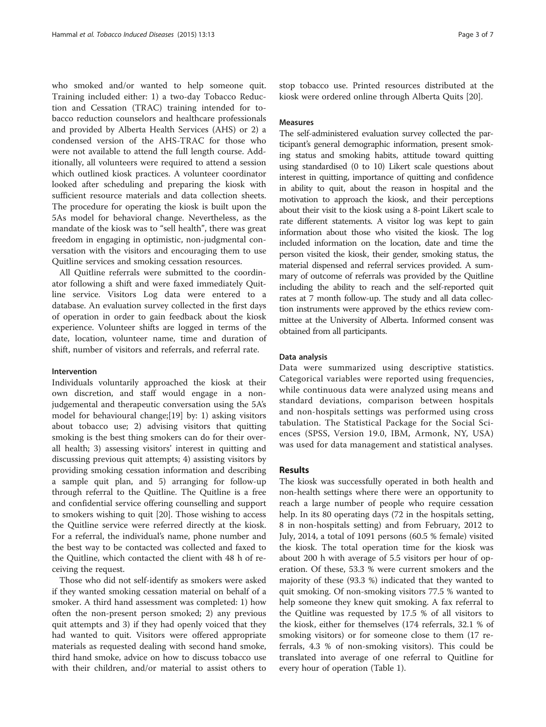who smoked and/or wanted to help someone quit. Training included either: 1) a two-day Tobacco Reduction and Cessation (TRAC) training intended for tobacco reduction counselors and healthcare professionals and provided by Alberta Health Services (AHS) or 2) a condensed version of the AHS-TRAC for those who were not available to attend the full length course. Additionally, all volunteers were required to attend a session which outlined kiosk practices. A volunteer coordinator looked after scheduling and preparing the kiosk with sufficient resource materials and data collection sheets. The procedure for operating the kiosk is built upon the 5As model for behavioral change. Nevertheless, as the mandate of the kiosk was to "sell health", there was great freedom in engaging in optimistic, non-judgmental conversation with the visitors and encouraging them to use Quitline services and smoking cessation resources.

All Quitline referrals were submitted to the coordinator following a shift and were faxed immediately Quitline service. Visitors Log data were entered to a database. An evaluation survey collected in the first days of operation in order to gain feedback about the kiosk experience. Volunteer shifts are logged in terms of the date, location, volunteer name, time and duration of shift, number of visitors and referrals, and referral rate.

#### Intervention

Individuals voluntarily approached the kiosk at their own discretion, and staff would engage in a non-judgemental and therapeutic conversation using the 5A's model for behavioural change;[19] by: 1) asking visitors about tobacco use; 2) advising visitors that quitting smoking is the best thing smokers can do for their overall health; 3) assessing visitors' interest in quitting and discussing previous quit attempts; 4) assisting visitors by providing smoking cessation information and describing a sample quit plan, and 5) arranging for follow-up through referral to the Quitline. The Quitline is a free and confidential service offering counselling and support to smokers wishing to quit [20]. Those wishing to access the Quitline service were referred directly at the kiosk. For a referral, the individual's name, phone number and the best way to be contacted was collected and faxed to the Quitline, which contacted the client with 48 h of receiving the request.

Those who did not self-identify as smokers were asked if they wanted smoking cessation material on behalf of a smoker. A third hand assessment was completed: 1) how often the non-present person smoked; 2) any previous quit attempts and 3) if they had openly voiced that they had wanted to quit. Visitors were offered appropriate materials as requested dealing with second hand smoke, third hand smoke, advice on how to discuss tobacco use with their children, and/or material to assist others to stop tobacco use. Printed resources distributed at the kiosk were ordered online through Alberta Quits [20].

#### Measures

The self-administered evaluation survey collected the participant's general demographic information, present smoking status and smoking habits, attitude toward quitting using standardised (0 to 10) Likert scale questions about interest in quitting, importance of quitting and confidence in ability to quit, about the reason in hospital and the motivation to approach the kiosk, and their perceptions about their visit to the kiosk using a 8-point Likert scale to rate different statements. A visitor log was kept to gain information about those who visited the kiosk. The log included information on the location, date and time the person visited the kiosk, their gender, smoking status, the material dispensed and referral services provided. A summary of outcome of referrals was provided by the Quitline including the ability to reach and the self-reported quit rates at 7 month follow-up. The study and all data collection instruments were approved by the ethics review committee at the University of Alberta. Informed consent was obtained from all participants.

#### Data analysis

Data were summarized using descriptive statistics. Categorical variables were reported using frequencies, while continuous data were analyzed using means and standard deviations, comparison between hospitals and non-hospitals settings was performed using cross tabulation. The Statistical Package for the Social Sciences (SPSS, Version 19.0, IBM, Armonk, NY, USA) was used for data management and statistical analyses.

## Results

The kiosk was successfully operated in both health and non-health settings where there were an opportunity to reach a large number of people who require cessation help. In its 80 operating days (72 in the hospitals setting, 8 in non-hospitals setting) and from February, 2012 to July, 2014, a total of 1091 persons (60.5 % female) visited the kiosk. The total operation time for the kiosk was about 200 h with average of 5.5 visitors per hour of operation. Of these, 53.3 % were current smokers and the majority of these (93.3 %) indicated that they wanted to quit smoking. Of non-smoking visitors 77.5 % wanted to help someone they knew quit smoking. A fax referral to the Quitline was requested by 17.5 % of all visitors to the kiosk, either for themselves (174 referrals, 32.1 % of smoking visitors) or for someone close to them (17 referrals, 4.3 % of non-smoking visitors). This could be translated into average of one referral to Quitline for every hour of operation (Table 1).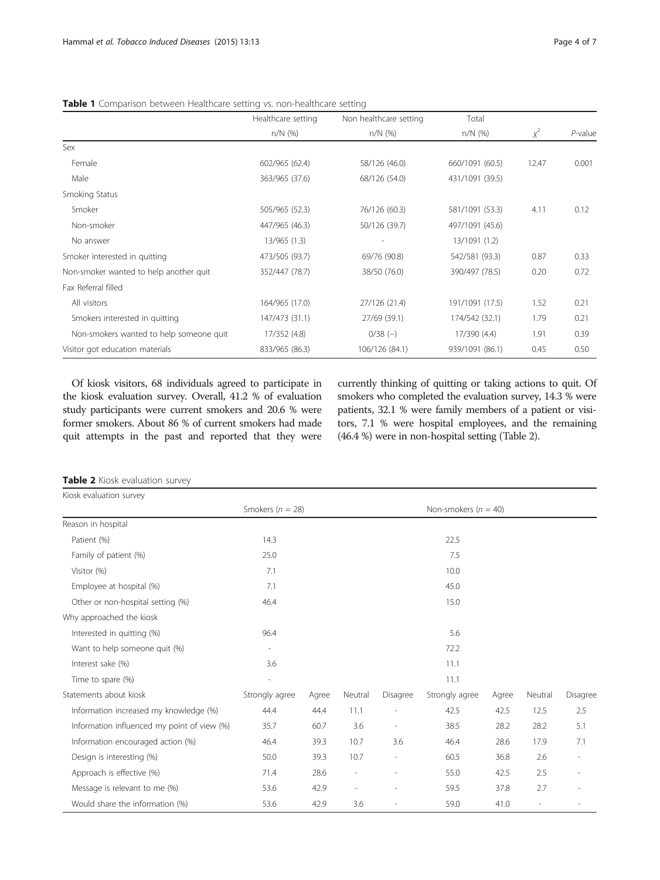**Table 1** Comparison between Healthcare setting vs. non-healthcare setting

| | Healthcare setting | Non healthcare setting | Total | | |
|---|---|---|---|---|---|
| | n/N (%) | n/N (%) | n/N (%) | $\chi^2$ | *P*-value |
| Sex | | | | | |
| Female | 602/965 (62.4) | 58/126 (46.0) | 660/1091 (60.5) | 12.47 | 0.001 |
| Male | 363/965 (37.6) | 68/126 (54.0) | 431/1091 (39.5) | | |
| Smoking Status | | | | | |
| Smoker | 505/965 (52.3) | 76/126 (60.3) | 581/1091 (53.3) | 4.11 | 0.12 |
| Non-smoker | 447/965 (46.3) | 50/126 (39.7) | 497/1091 (45.6) | | |
| No answer | 13/965 (1.3) | - | 13/1091 (1.2) | | |
| Smoker interested in quitting | 473/505 (93.7) | 69/76 (90.8) | 542/581 (93.3) | 0.87 | 0.33 |
| Non-smoker wanted to help another quit | 352/447 (78.7) | 38/50 (76.0) | 390/497 (78.5) | 0.20 | 0.72 |
| Fax Referral filled | | | | | |
| All visitors | 164/965 (17.0) | 27/126 (21.4) | 191/1091 (17.5) | 1.52 | 0.21 |
| Smokers interested in quitting | 147/473 (31.1) | 27/69 (39.1) | 174/542 (32.1) | 1.79 | 0.21 |
| Non-smokers wanted to help someone quit | 17/352 (4.8) | 0/38 (–) | 17/390 (4.4) | 1.91 | 0.39 |
| Visitor got education materials | 833/965 (86.3) | 106/126 (84.1) | 939/1091 (86.1) | 0.45 | 0.50 |

Of kiosk visitors, 68 individuals agreed to participate in the kiosk evaluation survey. Overall, 41.2 % of evaluation study participants were current smokers and 20.6 % were former smokers. About 86 % of current smokers had made quit attempts in the past and reported that they were currently thinking of quitting or taking actions to quit. Of smokers who completed the evaluation survey, 14.3 % were patients, 32.1 % were family members of a patient or visitors, 7.1 % were hospital employees, and the remaining (46.4 %) were in non-hospital setting (Table 2).

**Table 2** Kiosk evaluation survey

| Kiosk evaluation survey | | | | | | | | |
|---|---|---|---|---|---|---|---|---|
| | Smokers (*n* = 28) | | | | Non-smokers (*n* = 40) | | | |
| Reason in hospital | | | | | | | | |
| Patient (%) | 14.3 | | | | 22.5 | | | |
| Family of patient (%) | 25.0 | | | | 7.5 | | | |
| Visitor (%) | 7.1 | | | | 10.0 | | | |
| Employee at hospital (%) | 7.1 | | | | 45.0 | | | |
| Other or non-hospital setting (%) | 46.4 | | | | 15.0 | | | |
| Why approached the kiosk | | | | | | | | |
| Interested in quitting (%) | 96.4 | | | | 5.6 | | | |
| Want to help someone quit (%) | - | | | | 72.2 | | | |
| Interest sake (%) | 3.6 | | | | 11.1 | | | |
| Time to spare (%) | - | | | | 11.1 | | | |
| Statements about kiosk | Strongly agree | Agree | Neutral | Disagree | Strongly agree | Agree | Neutral | Disagree |
| Information increased my knowledge (%) | 44.4 | 44.4 | 11.1 | - | 42.5 | 42.5 | 12.5 | 2.5 |
| Information influenced my point of view (%) | 35.7 | 60.7 | 3.6 | - | 38.5 | 28.2 | 28.2 | 5.1 |
| Information encouraged action (%) | 46.4 | 39.3 | 10.7 | 3.6 | 46.4 | 28.6 | 17.9 | 7.1 |
| Design is interesting (%) | 50.0 | 39.3 | 10.7 | - | 60.5 | 36.8 | 2.6 | - |
| Approach is effective (%) | 71.4 | 28.6 | - | - | 55.0 | 42.5 | 2.5 | - |
| Message is relevant to me (%) | 53.6 | 42.9 | - | - | 59.5 | 37.8 | 2.7 | - |
| Would share the information (%) | 53.6 | 42.9 | 3.6 | - | 59.0 | 41.0 | - | - |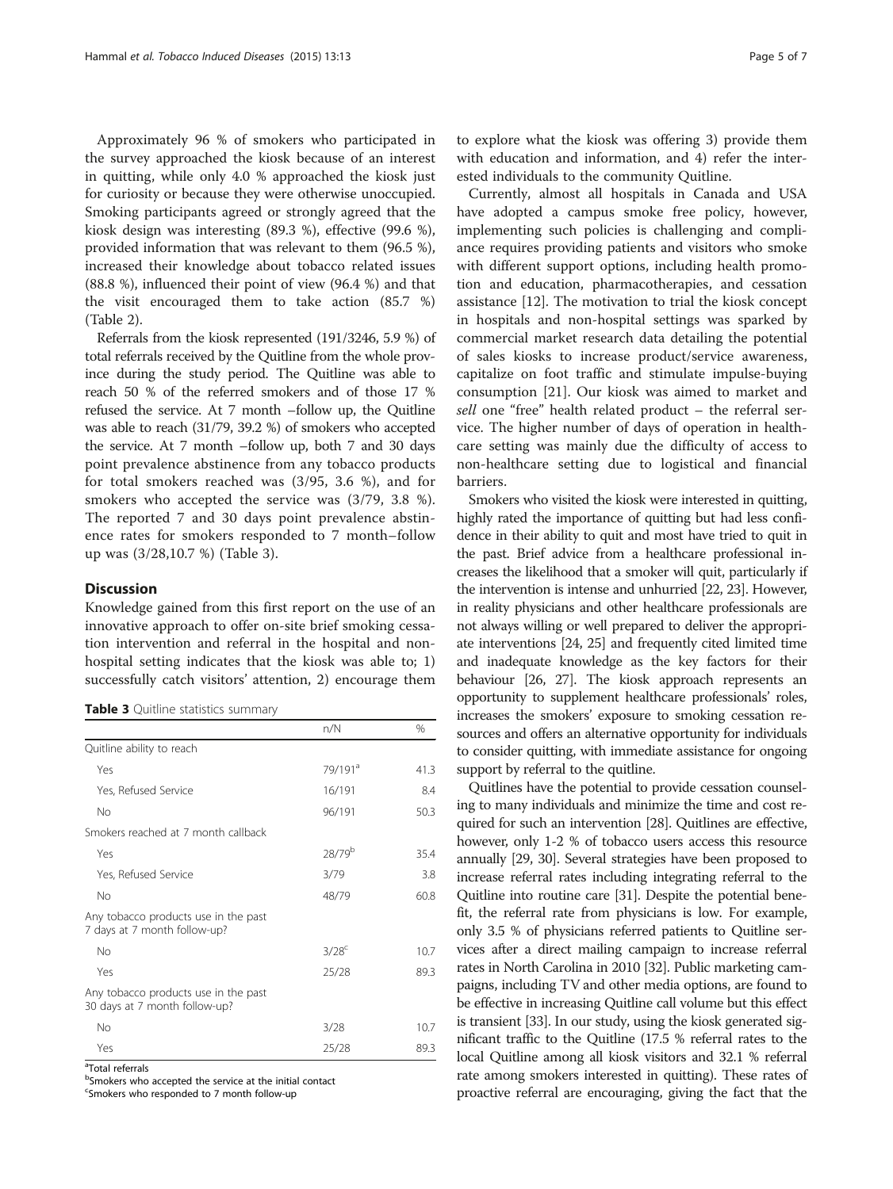Approximately 96 % of smokers who participated in the survey approached the kiosk because of an interest in quitting, while only 4.0 % approached the kiosk just for curiosity or because they were otherwise unoccupied. Smoking participants agreed or strongly agreed that the kiosk design was interesting (89.3 %), effective (99.6 %), provided information that was relevant to them (96.5 %), increased their knowledge about tobacco related issues (88.8 %), influenced their point of view (96.4 %) and that the visit encouraged them to take action (85.7 %) (Table 2).

Referrals from the kiosk represented (191/3246, 5.9 %) of total referrals received by the Quitline from the whole province during the study period. The Quitline was able to reach 50 % of the referred smokers and of those 17 % refused the service. At 7 month –follow up, the Quitline was able to reach (31/79, 39.2 %) of smokers who accepted the service. At 7 month –follow up, both 7 and 30 days point prevalence abstinence from any tobacco products for total smokers reached was (3/95, 3.6 %), and for smokers who accepted the service was (3/79, 3.8 %). The reported 7 and 30 days point prevalence abstinence rates for smokers responded to 7 month–follow up was (3/28,10.7 %) (Table 3).

## Discussion

Knowledge gained from this first report on the use of an innovative approach to offer on-site brief smoking cessation intervention and referral in the hospital and non-hospital setting indicates that the kiosk was able to; 1) successfully catch visitors' attention, 2) encourage them to explore what the kiosk was offering 3) provide them with education and information, and 4) refer the interested individuals to the community Quitline.

**Table 3** Quitline statistics summary

| | n/N | % |
|---|---|---|
| Quitline ability to reach | | |
| Yes | 79/191[a] | 41.3 |
| Yes, Refused Service | 16/191 | 8.4 |
| No | 96/191 | 50.3 |
| Smokers reached at 7 month callback | | |
| Yes | 28/79[b] | 35.4 |
| Yes, Refused Service | 3/79 | 3.8 |
| No | 48/79 | 60.8 |
| Any tobacco products use in the past 7 days at 7 month follow-up? | | |
| No | 3/28[c] | 10.7 |
| Yes | 25/28 | 89.3 |
| Any tobacco products use in the past 30 days at 7 month follow-up? | | |
| No | 3/28 | 10.7 |
| Yes | 25/28 | 89.3 |

[a]Total referrals
[b]Smokers who accepted the service at the initial contact
[c]Smokers who responded to 7 month follow-up

Currently, almost all hospitals in Canada and USA have adopted a campus smoke free policy, however, implementing such policies is challenging and compliance requires providing patients and visitors who smoke with different support options, including health promotion and education, pharmacotherapies, and cessation assistance [12]. The motivation to trial the kiosk concept in hospitals and non-hospital settings was sparked by commercial market research data detailing the potential of sales kiosks to increase product/service awareness, capitalize on foot traffic and stimulate impulse-buying consumption [21]. Our kiosk was aimed to market and *sell* one "free" health related product – the referral service. The higher number of days of operation in healthcare setting was mainly due the difficulty of access to non-healthcare setting due to logistical and financial barriers.

Smokers who visited the kiosk were interested in quitting, highly rated the importance of quitting but had less confidence in their ability to quit and most have tried to quit in the past. Brief advice from a healthcare professional increases the likelihood that a smoker will quit, particularly if the intervention is intense and unhurried [22, 23]. However, in reality physicians and other healthcare professionals are not always willing or well prepared to deliver the appropriate interventions [24, 25] and frequently cited limited time and inadequate knowledge as the key factors for their behaviour [26, 27]. The kiosk approach represents an opportunity to supplement healthcare professionals' roles, increases the smokers' exposure to smoking cessation resources and offers an alternative opportunity for individuals to consider quitting, with immediate assistance for ongoing support by referral to the quitline.

Quitlines have the potential to provide cessation counseling to many individuals and minimize the time and cost required for such an intervention [28]. Quitlines are effective, however, only 1-2 % of tobacco users access this resource annually [29, 30]. Several strategies have been proposed to increase referral rates including integrating referral to the Quitline into routine care [31]. Despite the potential benefit, the referral rate from physicians is low. For example, only 3.5 % of physicians referred patients to Quitline services after a direct mailing campaign to increase referral rates in North Carolina in 2010 [32]. Public marketing campaigns, including TV and other media options, are found to be effective in increasing Quitline call volume but this effect is transient [33]. In our study, using the kiosk generated significant traffic to the Quitline (17.5 % referral rates to the local Quitline among all kiosk visitors and 32.1 % referral rate among smokers interested in quitting). These rates of proactive referral are encouraging, giving the fact that the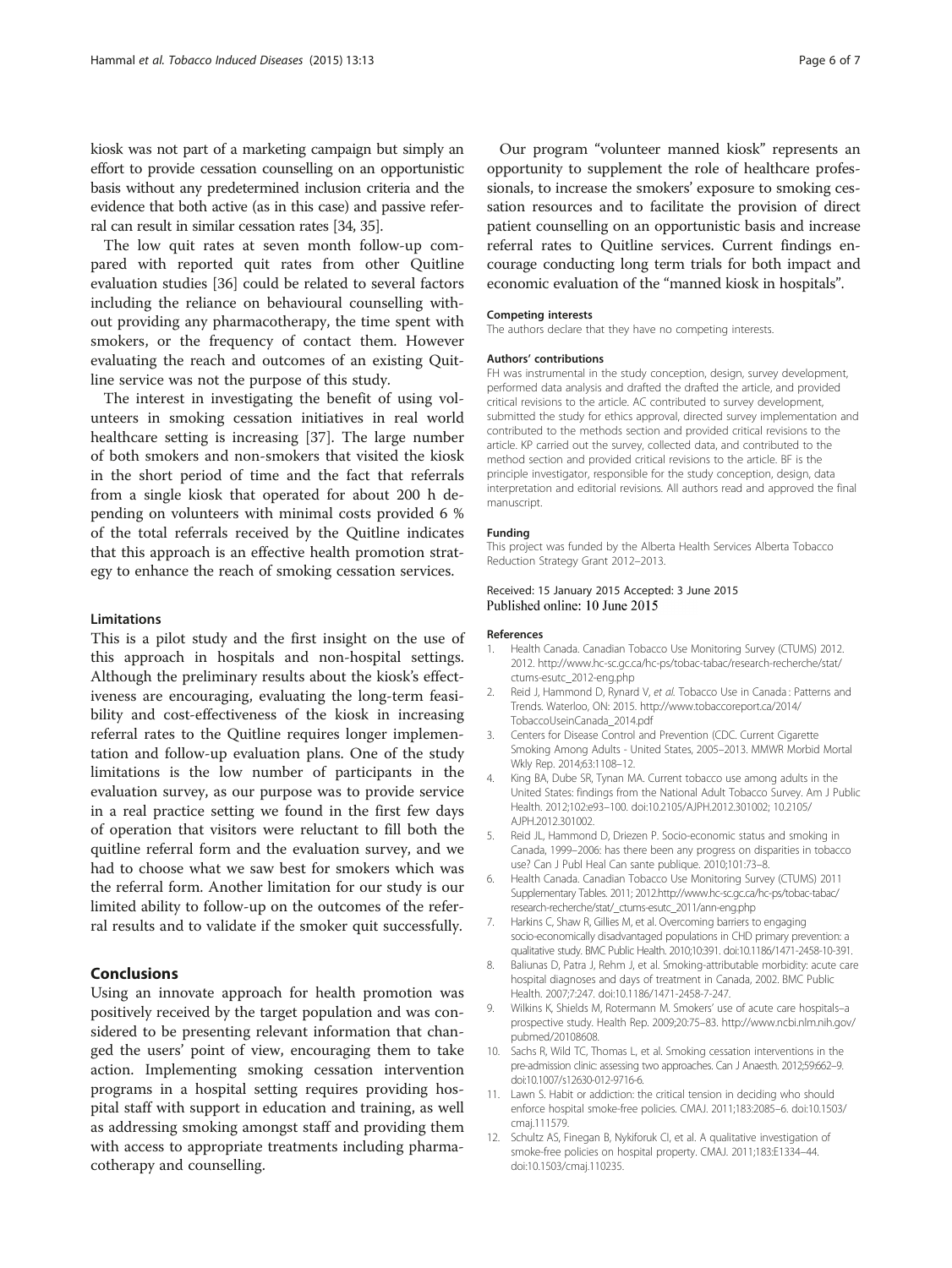kiosk was not part of a marketing campaign but simply an effort to provide cessation counselling on an opportunistic basis without any predetermined inclusion criteria and the evidence that both active (as in this case) and passive referral can result in similar cessation rates [34, 35].

The low quit rates at seven month follow-up compared with reported quit rates from other Quitline evaluation studies [36] could be related to several factors including the reliance on behavioural counselling without providing any pharmacotherapy, the time spent with smokers, or the frequency of contact them. However evaluating the reach and outcomes of an existing Quitline service was not the purpose of this study.

The interest in investigating the benefit of using volunteers in smoking cessation initiatives in real world healthcare setting is increasing [37]. The large number of both smokers and non-smokers that visited the kiosk in the short period of time and the fact that referrals from a single kiosk that operated for about 200 h depending on volunteers with minimal costs provided 6 % of the total referrals received by the Quitline indicates that this approach is an effective health promotion strategy to enhance the reach of smoking cessation services.

### Limitations

This is a pilot study and the first insight on the use of this approach in hospitals and non-hospital settings. Although the preliminary results about the kiosk's effectiveness are encouraging, evaluating the long-term feasibility and cost-effectiveness of the kiosk in increasing referral rates to the Quitline requires longer implementation and follow-up evaluation plans. One of the study limitations is the low number of participants in the evaluation survey, as our purpose was to provide service in a real practice setting we found in the first few days of operation that visitors were reluctant to fill both the quitline referral form and the evaluation survey, and we had to choose what we saw best for smokers which was the referral form. Another limitation for our study is our limited ability to follow-up on the outcomes of the referral results and to validate if the smoker quit successfully.

## Conclusions

Using an innovate approach for health promotion was positively received by the target population and was considered to be presenting relevant information that changed the users' point of view, encouraging them to take action. Implementing smoking cessation intervention programs in a hospital setting requires providing hospital staff with support in education and training, as well as addressing smoking amongst staff and providing them with access to appropriate treatments including pharmacotherapy and counselling.

Our program "volunteer manned kiosk" represents an opportunity to supplement the role of healthcare professionals, to increase the smokers' exposure to smoking cessation resources and to facilitate the provision of direct patient counselling on an opportunistic basis and increase referral rates to Quitline services. Current findings encourage conducting long term trials for both impact and economic evaluation of the "manned kiosk in hospitals".

#### Competing interests

The authors declare that they have no competing interests.

#### Authors' contributions

FH was instrumental in the study conception, design, survey development, performed data analysis and drafted the drafted the article, and provided critical revisions to the article. AC contributed to survey development, submitted the study for ethics approval, directed survey implementation and contributed to the methods section and provided critical revisions to the article. KP carried out the survey, collected data, and contributed to the method section and provided critical revisions to the article. BF is the principle investigator, responsible for the study conception, design, data interpretation and editorial revisions. All authors read and approved the final manuscript.

#### Funding

This project was funded by the Alberta Health Services Alberta Tobacco Reduction Strategy Grant 2012–2013.

Received: 15 January 2015 Accepted: 3 June 2015
Published online: 10 June 2015

#### References

1. Health Canada. Canadian Tobacco Use Monitoring Survey (CTUMS) 2012. 2012. http://www.hc-sc.gc.ca/hc-ps/tobac-tabac/research-recherche/stat/ctums-esutc_2012-eng.php
2. Reid J, Hammond D, Rynard V, *et al.* Tobacco Use in Canada : Patterns and Trends. Waterloo, ON: 2015. http://www.tobaccoreport.ca/2014/TobaccoUseinCanada_2014.pdf
3. Centers for Disease Control and Prevention (CDC. Current Cigarette Smoking Among Adults - United States, 2005–2013. MMWR Morbid Mortal Wkly Rep. 2014;63:1108–12.
4. King BA, Dube SR, Tynan MA. Current tobacco use among adults in the United States: findings from the National Adult Tobacco Survey. Am J Public Health. 2012;102:e93–100. doi:10.2105/AJPH.2012.301002; 10.2105/AJPH.2012.301002.
5. Reid JL, Hammond D, Driezen P. Socio-economic status and smoking in Canada, 1999–2006: has there been any progress on disparities in tobacco use? Can J Publ Heal Can sante publique. 2010;101:73–8.
6. Health Canada. Canadian Tobacco Use Monitoring Survey (CTUMS) 2011 Supplementary Tables. 2011; 2012.http://www.hc-sc.gc.ca/hc-ps/tobac-tabac/research-recherche/stat/_ctums-esutc_2011/ann-eng.php
7. Harkins C, Shaw R, Gillies M, et al. Overcoming barriers to engaging socio-economically disadvantaged populations in CHD primary prevention: a qualitative study. BMC Public Health. 2010;10:391. doi:10.1186/1471-2458-10-391.
8. Baliunas D, Patra J, Rehm J, et al. Smoking-attributable morbidity: acute care hospital diagnoses and days of treatment in Canada, 2002. BMC Public Health. 2007;7:247. doi:10.1186/1471-2458-7-247.
9. Wilkins K, Shields M, Rotermann M. Smokers' use of acute care hospitals–a prospective study. Health Rep. 2009;20:75–83. http://www.ncbi.nlm.nih.gov/pubmed/20108608.
10. Sachs R, Wild TC, Thomas L, et al. Smoking cessation interventions in the pre-admission clinic: assessing two approaches. Can J Anaesth. 2012;59:662–9. doi:10.1007/s12630-012-9716-6.
11. Lawn S. Habit or addiction: the critical tension in deciding who should enforce hospital smoke-free policies. CMAJ. 2011;183:2085–6. doi:10.1503/cmaj.111579.
12. Schultz AS, Finegan B, Nykiforuk CI, et al. A qualitative investigation of smoke-free policies on hospital property. CMAJ. 2011;183:E1334–44. doi:10.1503/cmaj.110235.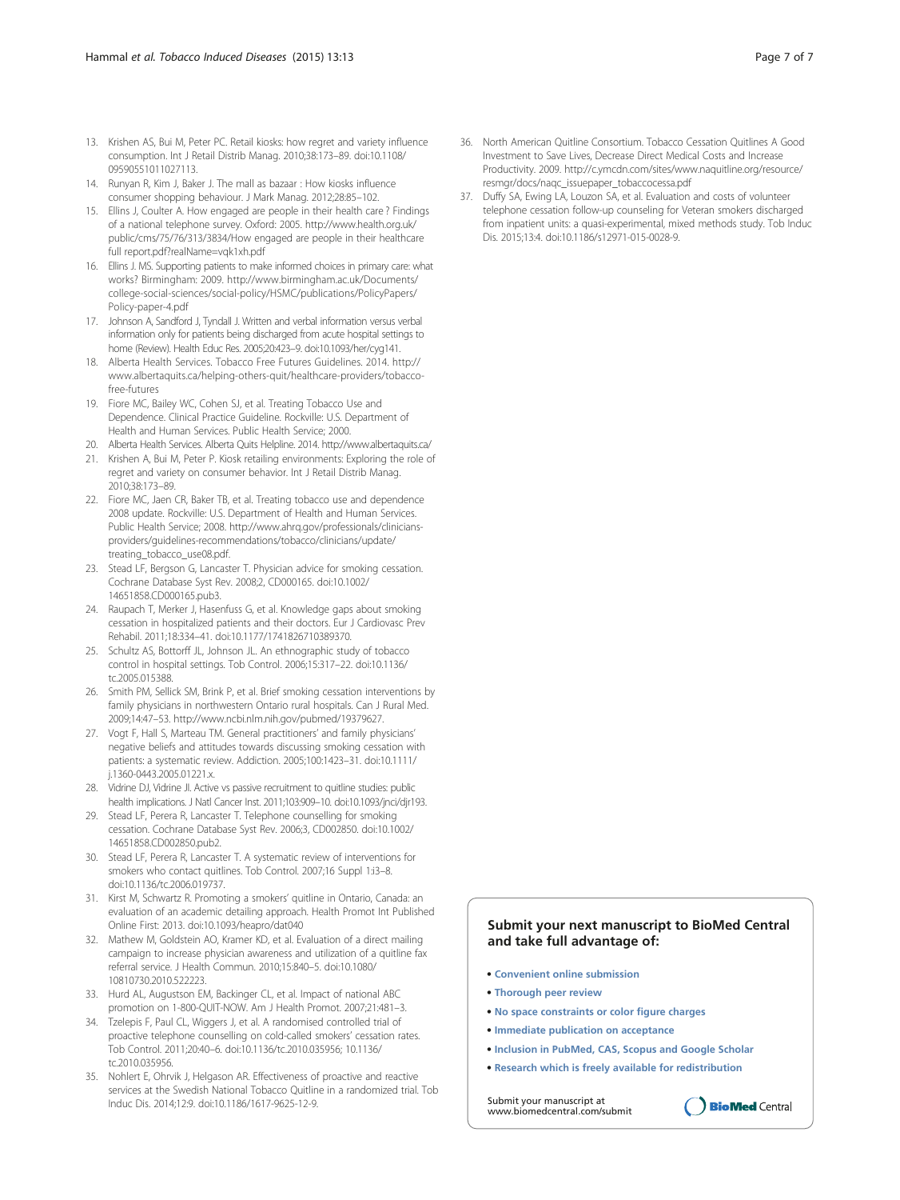13. Krishen AS, Bui M, Peter PC. Retail kiosks: how regret and variety influence consumption. Int J Retail Distrib Manag. 2010;38:173–89. doi:10.1108/09590551011027113.
14. Runyan R, Kim J, Baker J. The mall as bazaar : How kiosks influence consumer shopping behaviour. J Mark Manag. 2012;28:85–102.
15. Ellins J, Coulter A. How engaged are people in their health care ? Findings of a national telephone survey. Oxford: 2005. http://www.health.org.uk/public/cms/75/76/313/3834/How engaged are people in their healthcare full report.pdf?realName=vqk1xh.pdf
16. Ellins J. MS. Supporting patients to make informed choices in primary care: what works? Birmingham: 2009. http://www.birmingham.ac.uk/Documents/college-social-sciences/social-policy/HSMC/publications/PolicyPapers/Policy-paper-4.pdf
17. Johnson A, Sandford J, Tyndall J. Written and verbal information versus verbal information only for patients being discharged from acute hospital settings to home (Review). Health Educ Res. 2005;20:423–9. doi:10.1093/her/cyg141.
18. Alberta Health Services. Tobacco Free Futures Guidelines. 2014. http://www.albertaquits.ca/helping-others-quit/healthcare-providers/tobacco-free-futures
19. Fiore MC, Bailey WC, Cohen SJ, et al. Treating Tobacco Use and Dependence. Clinical Practice Guideline. Rockville: U.S. Department of Health and Human Services. Public Health Service; 2000.
20. Alberta Health Services. Alberta Quits Helpline. 2014. http://www.albertaquits.ca/
21. Krishen A, Bui M, Peter P. Kiosk retailing environments: Exploring the role of regret and variety on consumer behavior. Int J Retail Distrib Manag. 2010;38:173–89.
22. Fiore MC, Jaen CR, Baker TB, et al. Treating tobacco use and dependence 2008 update. Rockville: U.S. Department of Health and Human Services. Public Health Service; 2008. http://www.ahrq.gov/professionals/clinicians-providers/guidelines-recommendations/tobacco/clinicians/update/treating_tobacco_use08.pdf.
23. Stead LF, Bergson G, Lancaster T. Physician advice for smoking cessation. Cochrane Database Syst Rev. 2008;2, CD000165. doi:10.1002/14651858.CD000165.pub3.
24. Raupach T, Merker J, Hasenfuss G, et al. Knowledge gaps about smoking cessation in hospitalized patients and their doctors. Eur J Cardiovasc Prev Rehabil. 2011;18:334–41. doi:10.1177/1741826710389370.
25. Schultz AS, Bottorff JL, Johnson JL. An ethnographic study of tobacco control in hospital settings. Tob Control. 2006;15:317–22. doi:10.1136/tc.2005.015388.
26. Smith PM, Sellick SM, Brink P, et al. Brief smoking cessation interventions by family physicians in northwestern Ontario rural hospitals. Can J Rural Med. 2009;14:47–53. http://www.ncbi.nlm.nih.gov/pubmed/19379627.
27. Vogt F, Hall S, Marteau TM. General practitioners' and family physicians' negative beliefs and attitudes towards discussing smoking cessation with patients: a systematic review. Addiction. 2005;100:1423–31. doi:10.1111/j.1360-0443.2005.01221.x.
28. Vidrine DJ, Vidrine JI. Active vs passive recruitment to quitline studies: public health implications. J Natl Cancer Inst. 2011;103:909–10. doi:10.1093/jnci/djr193.
29. Stead LF, Perera R, Lancaster T. Telephone counselling for smoking cessation. Cochrane Database Syst Rev. 2006;3, CD002850. doi:10.1002/14651858.CD002850.pub2.
30. Stead LF, Perera R, Lancaster T. A systematic review of interventions for smokers who contact quitlines. Tob Control. 2007;16 Suppl 1:i3–8. doi:10.1136/tc.2006.019737.
31. Kirst M, Schwartz R. Promoting a smokers' quitline in Ontario, Canada: an evaluation of an academic detailing approach. Health Promot Int Published Online First: 2013. doi:10.1093/heapro/dat040
32. Mathew M, Goldstein AO, Kramer KD, et al. Evaluation of a direct mailing campaign to increase physician awareness and utilization of a quitline fax referral service. J Health Commun. 2010;15:840–5. doi:10.1080/10810730.2010.522223.
33. Hurd AL, Augustson EM, Backinger CL, et al. Impact of national ABC promotion on 1-800-QUIT-NOW. Am J Health Promot. 2007;21:481–3.
34. Tzelepis F, Paul CL, Wiggers J, et al. A randomised controlled trial of proactive telephone counselling on cold-called smokers' cessation rates. Tob Control. 2011;20:40–6. doi:10.1136/tc.2010.035956; 10.1136/tc.2010.035956.
35. Nohlert E, Ohrvik J, Helgason AR. Effectiveness of proactive and reactive services at the Swedish National Tobacco Quitline in a randomized trial. Tob Induc Dis. 2014;12:9. doi:10.1186/1617-9625-12-9.
36. North American Quitline Consortium. Tobacco Cessation Quitlines A Good Investment to Save Lives, Decrease Direct Medical Costs and Increase Productivity. 2009. http://c.ymcdn.com/sites/www.naquitline.org/resource/resmgr/docs/naqc_issuepaper_tobaccocessa.pdf
37. Duffy SA, Ewing LA, Louzon SA, et al. Evaluation and costs of volunteer telephone cessation follow-up counseling for Veteran smokers discharged from inpatient units: a quasi-experimental, mixed methods study. Tob Induc Dis. 2015;13:4. doi:10.1186/s12971-015-0028-9.

**Submit your next manuscript to BioMed Central and take full advantage of:**

- **Convenient online submission**
- **Thorough peer review**
- **No space constraints or color figure charges**
- **Immediate publication on acceptance**
- **Inclusion in PubMed, CAS, Scopus and Google Scholar**
- **Research which is freely available for redistribution**

Submit your manuscript at www.biomedcentral.com/submit

BioMed Central